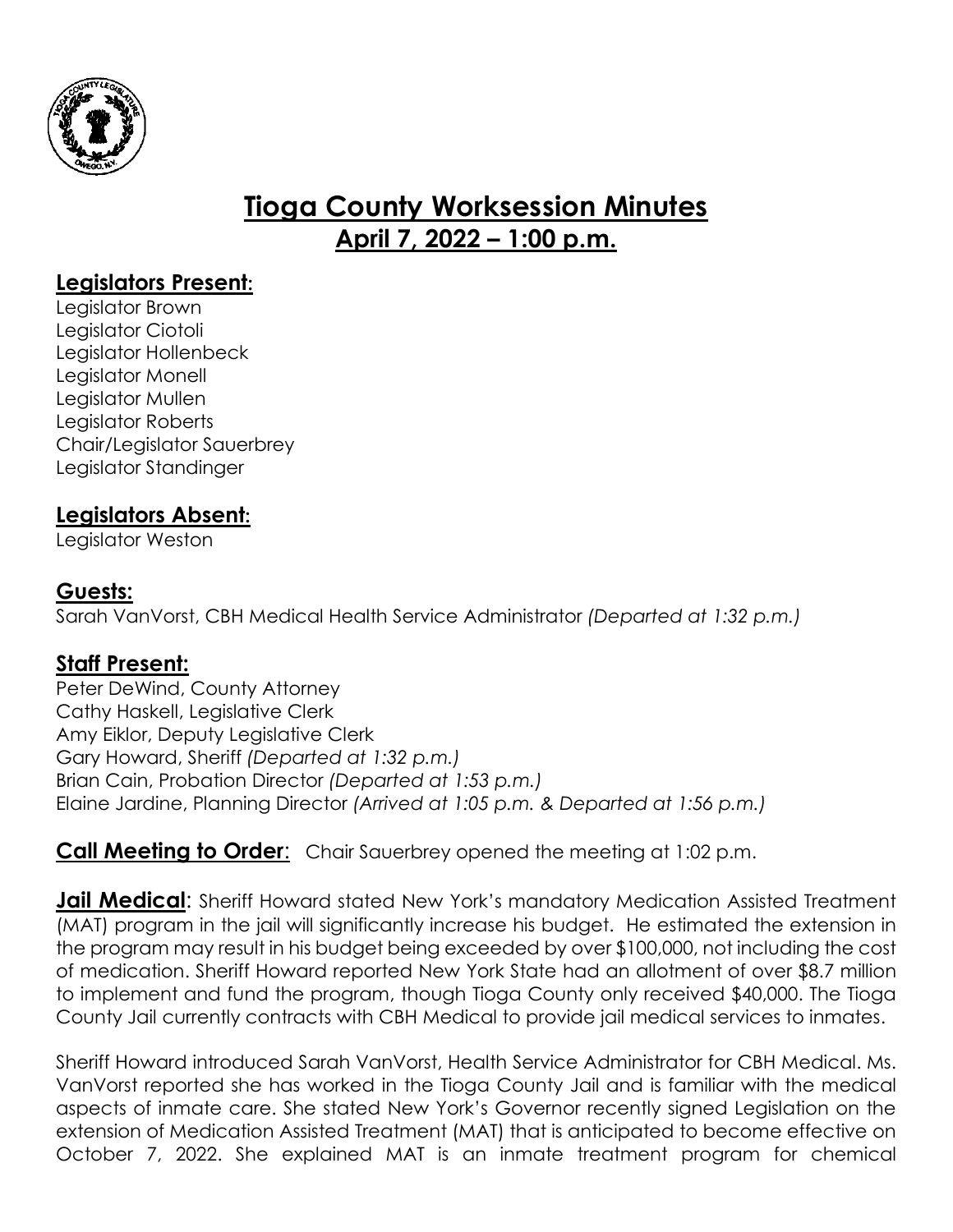# Tioga County Worksession Minutes

## April 7, 2022 – 1:00 p.m.

### Legislators Present:

Legislator Brown
Legislator Ciotoli
Legislator Hollenbeck
Legislator Monell
Legislator Mullen
Legislator Roberts
Chair/Legislator Sauerbrey
Legislator Standinger

### Legislators Absent:

Legislator Weston

### Guests:

Sarah VanVorst, CBH Medical Health Service Administrator *(Departed at 1:32 p.m.)*

### Staff Present:

Peter DeWind, County Attorney
Cathy Haskell, Legislative Clerk
Amy Eiklor, Deputy Legislative Clerk
Gary Howard, Sheriff *(Departed at 1:32 p.m.)*
Brian Cain, Probation Director *(Departed at 1:53 p.m.)*
Elaine Jardine, Planning Director *(Arrived at 1:05 p.m. & Departed at 1:56 p.m.)*

**Call Meeting to Order**: Chair Sauerbrey opened the meeting at 1:02 p.m.

**Jail Medical**: Sheriff Howard stated New York's mandatory Medication Assisted Treatment (MAT) program in the jail will significantly increase his budget. He estimated the extension in the program may result in his budget being exceeded by over $100,000, not including the cost of medication. Sheriff Howard reported New York State had an allotment of over $8.7 million to implement and fund the program, though Tioga County only received $40,000. The Tioga County Jail currently contracts with CBH Medical to provide jail medical services to inmates.

Sheriff Howard introduced Sarah VanVorst, Health Service Administrator for CBH Medical. Ms. VanVorst reported she has worked in the Tioga County Jail and is familiar with the medical aspects of inmate care. She stated New York's Governor recently signed Legislation on the extension of Medication Assisted Treatment (MAT) that is anticipated to become effective on October 7, 2022. She explained MAT is an inmate treatment program for chemical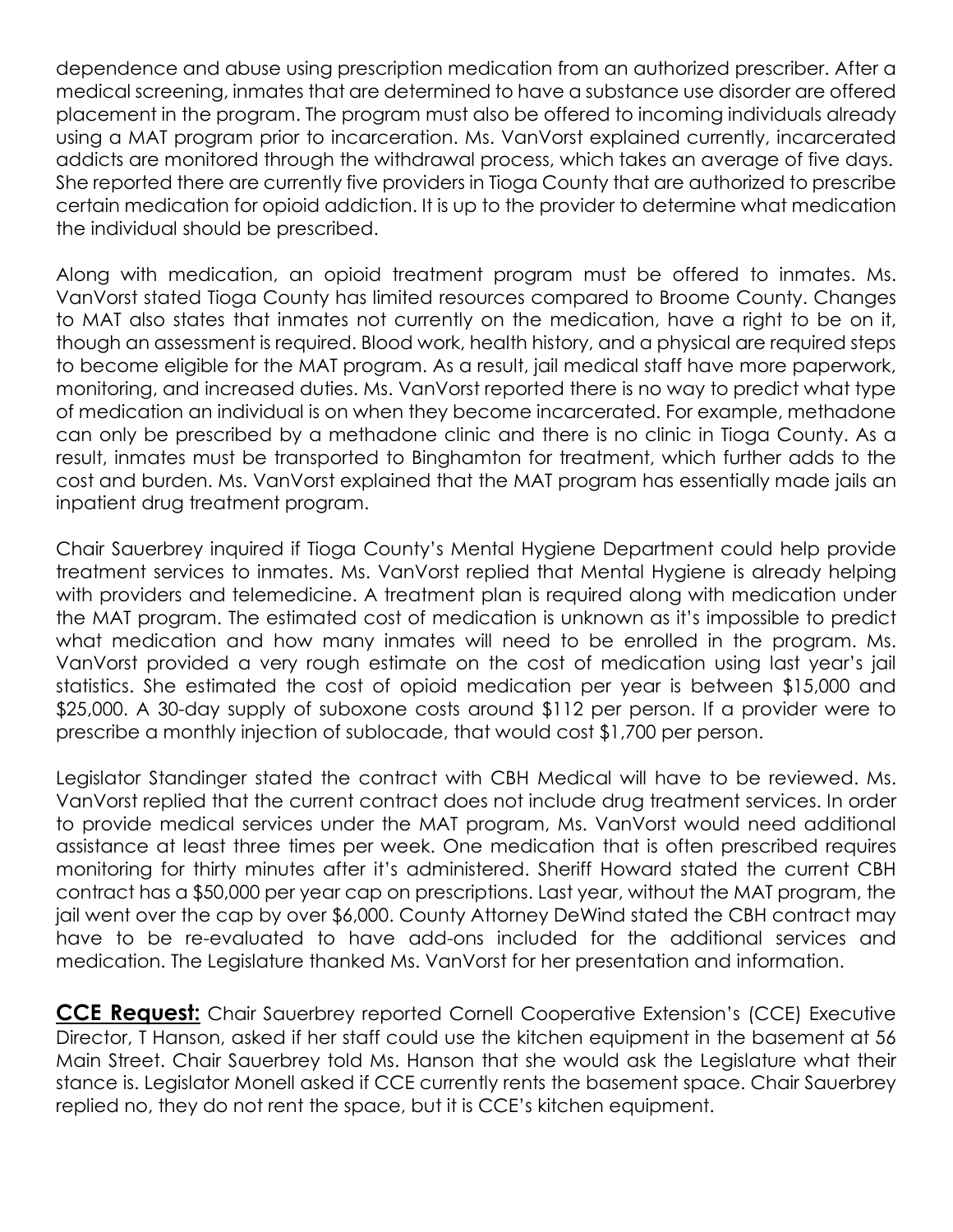dependence and abuse using prescription medication from an authorized prescriber. After a medical screening, inmates that are determined to have a substance use disorder are offered placement in the program. The program must also be offered to incoming individuals already using a MAT program prior to incarceration. Ms. VanVorst explained currently, incarcerated addicts are monitored through the withdrawal process, which takes an average of five days. She reported there are currently five providers in Tioga County that are authorized to prescribe certain medication for opioid addiction. It is up to the provider to determine what medication the individual should be prescribed.

Along with medication, an opioid treatment program must be offered to inmates. Ms. VanVorst stated Tioga County has limited resources compared to Broome County. Changes to MAT also states that inmates not currently on the medication, have a right to be on it, though an assessment is required. Blood work, health history, and a physical are required steps to become eligible for the MAT program. As a result, jail medical staff have more paperwork, monitoring, and increased duties. Ms. VanVorst reported there is no way to predict what type of medication an individual is on when they become incarcerated. For example, methadone can only be prescribed by a methadone clinic and there is no clinic in Tioga County. As a result, inmates must be transported to Binghamton for treatment, which further adds to the cost and burden. Ms. VanVorst explained that the MAT program has essentially made jails an inpatient drug treatment program.

Chair Sauerbrey inquired if Tioga County's Mental Hygiene Department could help provide treatment services to inmates. Ms. VanVorst replied that Mental Hygiene is already helping with providers and telemedicine. A treatment plan is required along with medication under the MAT program. The estimated cost of medication is unknown as it's impossible to predict what medication and how many inmates will need to be enrolled in the program. Ms. VanVorst provided a very rough estimate on the cost of medication using last year's jail statistics. She estimated the cost of opioid medication per year is between $15,000 and $25,000. A 30-day supply of suboxone costs around $112 per person. If a provider were to prescribe a monthly injection of sublocade, that would cost $1,700 per person.

Legislator Standinger stated the contract with CBH Medical will have to be reviewed. Ms. VanVorst replied that the current contract does not include drug treatment services. In order to provide medical services under the MAT program, Ms. VanVorst would need additional assistance at least three times per week. One medication that is often prescribed requires monitoring for thirty minutes after it's administered. Sheriff Howard stated the current CBH contract has a $50,000 per year cap on prescriptions. Last year, without the MAT program, the jail went over the cap by over $6,000. County Attorney DeWind stated the CBH contract may have to be re-evaluated to have add-ons included for the additional services and medication. The Legislature thanked Ms. VanVorst for her presentation and information.

**CCE Request:** Chair Sauerbrey reported Cornell Cooperative Extension's (CCE) Executive Director, T Hanson, asked if her staff could use the kitchen equipment in the basement at 56 Main Street. Chair Sauerbrey told Ms. Hanson that she would ask the Legislature what their stance is. Legislator Monell asked if CCE currently rents the basement space. Chair Sauerbrey replied no, they do not rent the space, but it is CCE's kitchen equipment.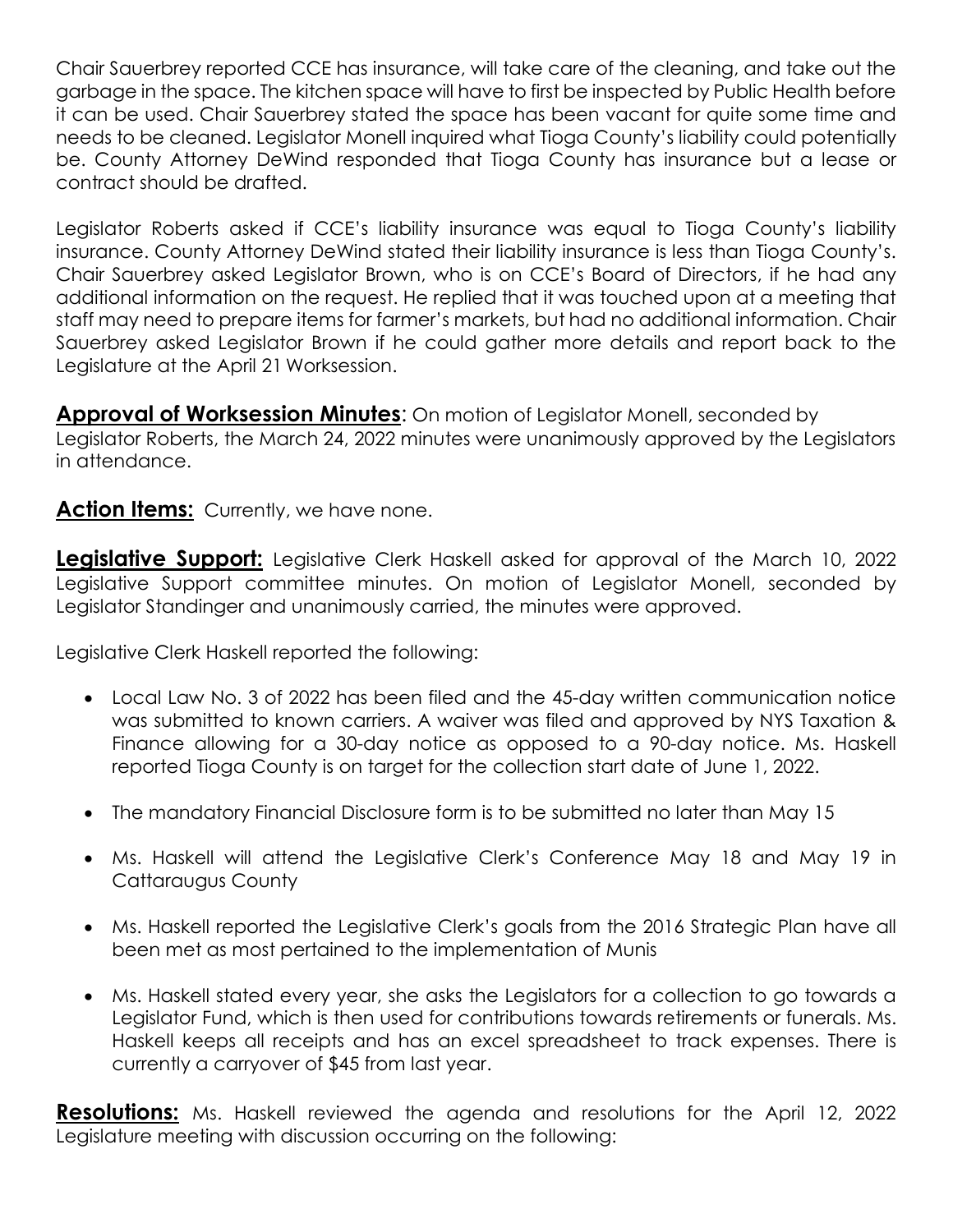Chair Sauerbrey reported CCE has insurance, will take care of the cleaning, and take out the garbage in the space. The kitchen space will have to first be inspected by Public Health before it can be used. Chair Sauerbrey stated the space has been vacant for quite some time and needs to be cleaned. Legislator Monell inquired what Tioga County's liability could potentially be. County Attorney DeWind responded that Tioga County has insurance but a lease or contract should be drafted.

Legislator Roberts asked if CCE's liability insurance was equal to Tioga County's liability insurance. County Attorney DeWind stated their liability insurance is less than Tioga County's. Chair Sauerbrey asked Legislator Brown, who is on CCE's Board of Directors, if he had any additional information on the request. He replied that it was touched upon at a meeting that staff may need to prepare items for farmer's markets, but had no additional information. Chair Sauerbrey asked Legislator Brown if he could gather more details and report back to the Legislature at the April 21 Worksession.

**Approval of Worksession Minutes**: On motion of Legislator Monell, seconded by Legislator Roberts, the March 24, 2022 minutes were unanimously approved by the Legislators in attendance.

**Action Items:** Currently, we have none.

**Legislative Support:** Legislative Clerk Haskell asked for approval of the March 10, 2022 Legislative Support committee minutes. On motion of Legislator Monell, seconded by Legislator Standinger and unanimously carried, the minutes were approved.

Legislative Clerk Haskell reported the following:

- Local Law No. 3 of 2022 has been filed and the 45-day written communication notice was submitted to known carriers. A waiver was filed and approved by NYS Taxation & Finance allowing for a 30-day notice as opposed to a 90-day notice. Ms. Haskell reported Tioga County is on target for the collection start date of June 1, 2022.
- The mandatory Financial Disclosure form is to be submitted no later than May 15
- Ms. Haskell will attend the Legislative Clerk's Conference May 18 and May 19 in Cattaraugus County
- Ms. Haskell reported the Legislative Clerk's goals from the 2016 Strategic Plan have all been met as most pertained to the implementation of Munis
- Ms. Haskell stated every year, she asks the Legislators for a collection to go towards a Legislator Fund, which is then used for contributions towards retirements or funerals. Ms. Haskell keeps all receipts and has an excel spreadsheet to track expenses. There is currently a carryover of $45 from last year.

**Resolutions:** Ms. Haskell reviewed the agenda and resolutions for the April 12, 2022 Legislature meeting with discussion occurring on the following: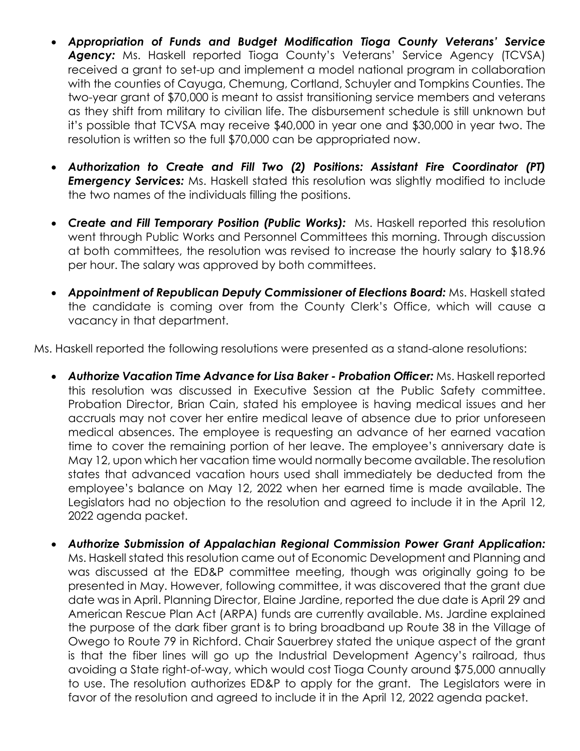- ***Appropriation of Funds and Budget Modification Tioga County Veterans' Service Agency:*** Ms. Haskell reported Tioga County's Veterans' Service Agency (TCVSA) received a grant to set-up and implement a model national program in collaboration with the counties of Cayuga, Chemung, Cortland, Schuyler and Tompkins Counties. The two-year grant of $70,000 is meant to assist transitioning service members and veterans as they shift from military to civilian life. The disbursement schedule is still unknown but it's possible that TCVSA may receive $40,000 in year one and $30,000 in year two. The resolution is written so the full $70,000 can be appropriated now.

- ***Authorization to Create and Fill Two (2) Positions: Assistant Fire Coordinator (PT) Emergency Services:*** Ms. Haskell stated this resolution was slightly modified to include the two names of the individuals filling the positions.

- ***Create and Fill Temporary Position (Public Works):*** Ms. Haskell reported this resolution went through Public Works and Personnel Committees this morning. Through discussion at both committees, the resolution was revised to increase the hourly salary to $18.96 per hour. The salary was approved by both committees.

- ***Appointment of Republican Deputy Commissioner of Elections Board:*** Ms. Haskell stated the candidate is coming over from the County Clerk's Office, which will cause a vacancy in that department.

Ms. Haskell reported the following resolutions were presented as a stand-alone resolutions:

- ***Authorize Vacation Time Advance for Lisa Baker - Probation Officer:*** Ms. Haskell reported this resolution was discussed in Executive Session at the Public Safety committee. Probation Director, Brian Cain, stated his employee is having medical issues and her accruals may not cover her entire medical leave of absence due to prior unforeseen medical absences. The employee is requesting an advance of her earned vacation time to cover the remaining portion of her leave. The employee's anniversary date is May 12, upon which her vacation time would normally become available. The resolution states that advanced vacation hours used shall immediately be deducted from the employee's balance on May 12, 2022 when her earned time is made available. The Legislators had no objection to the resolution and agreed to include it in the April 12, 2022 agenda packet.

- ***Authorize Submission of Appalachian Regional Commission Power Grant Application:*** Ms. Haskell stated this resolution came out of Economic Development and Planning and was discussed at the ED&P committee meeting, though was originally going to be presented in May. However, following committee, it was discovered that the grant due date was in April. Planning Director, Elaine Jardine, reported the due date is April 29 and American Rescue Plan Act (ARPA) funds are currently available. Ms. Jardine explained the purpose of the dark fiber grant is to bring broadband up Route 38 in the Village of Owego to Route 79 in Richford. Chair Sauerbrey stated the unique aspect of the grant is that the fiber lines will go up the Industrial Development Agency's railroad, thus avoiding a State right-of-way, which would cost Tioga County around $75,000 annually to use. The resolution authorizes ED&P to apply for the grant. The Legislators were in favor of the resolution and agreed to include it in the April 12, 2022 agenda packet.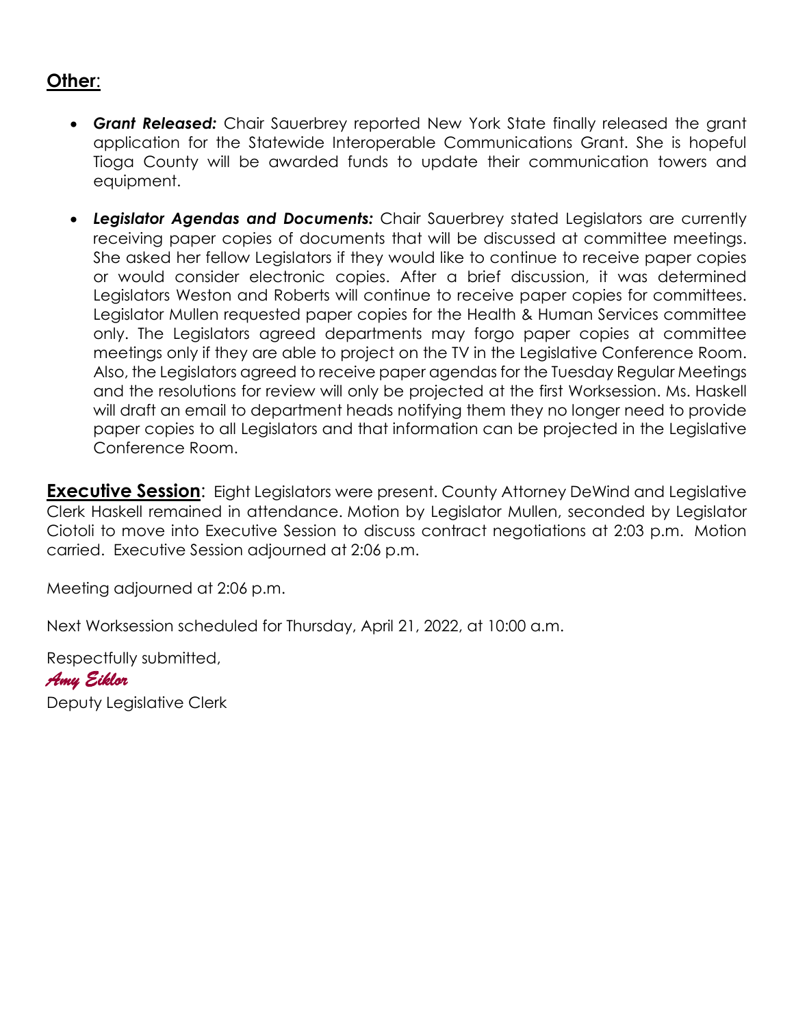## **Other**:

- ***Grant Released:*** Chair Sauerbrey reported New York State finally released the grant application for the Statewide Interoperable Communications Grant. She is hopeful Tioga County will be awarded funds to update their communication towers and equipment.

- ***Legislator Agendas and Documents:*** Chair Sauerbrey stated Legislators are currently receiving paper copies of documents that will be discussed at committee meetings. She asked her fellow Legislators if they would like to continue to receive paper copies or would consider electronic copies. After a brief discussion, it was determined Legislators Weston and Roberts will continue to receive paper copies for committees. Legislator Mullen requested paper copies for the Health & Human Services committee only. The Legislators agreed departments may forgo paper copies at committee meetings only if they are able to project on the TV in the Legislative Conference Room. Also, the Legislators agreed to receive paper agendas for the Tuesday Regular Meetings and the resolutions for review will only be projected at the first Worksession. Ms. Haskell will draft an email to department heads notifying them they no longer need to provide paper copies to all Legislators and that information can be projected in the Legislative Conference Room.

**Executive Session**: Eight Legislators were present. County Attorney DeWind and Legislative Clerk Haskell remained in attendance. Motion by Legislator Mullen, seconded by Legislator Ciotoli to move into Executive Session to discuss contract negotiations at 2:03 p.m. Motion carried. Executive Session adjourned at 2:06 p.m.

Meeting adjourned at 2:06 p.m.

Next Worksession scheduled for Thursday, April 21, 2022, at 10:00 a.m.

Respectfully submitted,

*Amy Eiklor*

Deputy Legislative Clerk